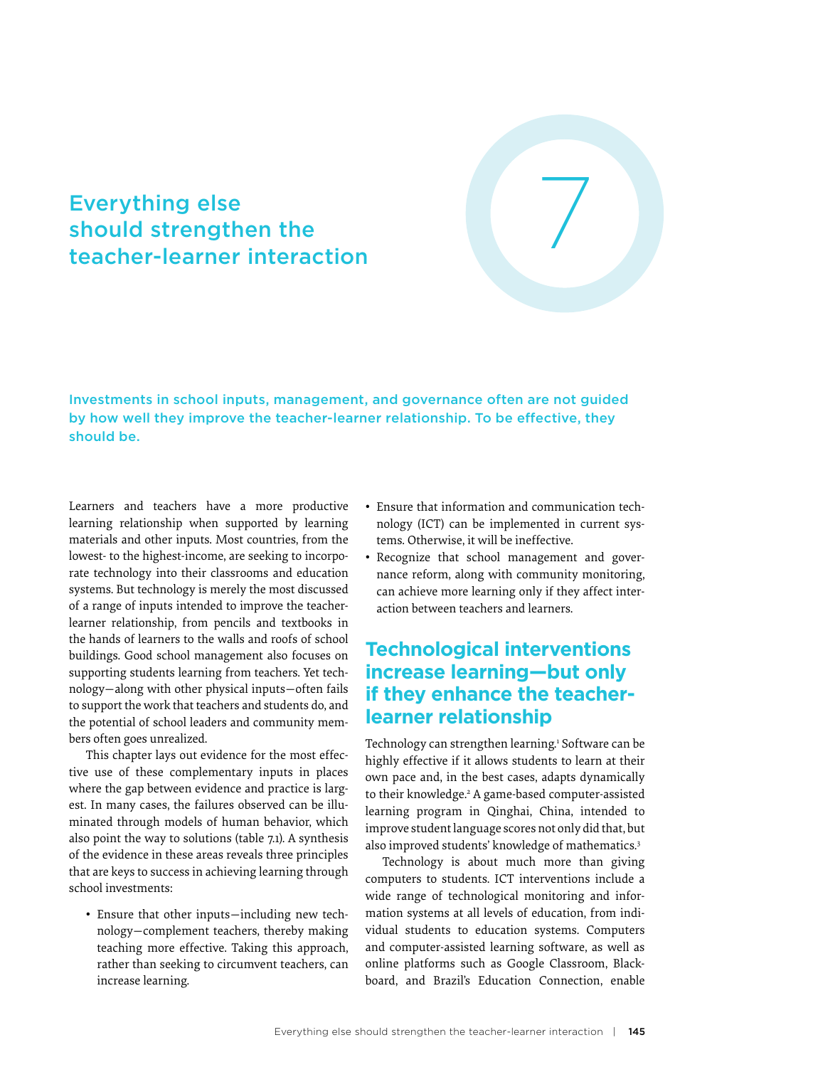# 7

# Everything else should strengthen the teacher-learner interaction

Investments in school inputs, management, and governance often are not guided by how well they improve the teacher-learner relationship. To be effective, they should be.

Learners and teachers have a more productive learning relationship when supported by learning materials and other inputs. Most countries, from the lowest- to the highest-income, are seeking to incorporate technology into their classrooms and education systems. But technology is merely the most discussed of a range of inputs intended to improve the teacher-learner relationship, from pencils and textbooks in the hands of learners to the walls and roofs of school buildings. Good school management also focuses on supporting students learning from teachers. Yet technology—along with other physical inputs—often fails to support the work that teachers and students do, and the potential of school leaders and community members often goes unrealized.

This chapter lays out evidence for the most effective use of these complementary inputs in places where the gap between evidence and practice is largest. In many cases, the failures observed can be illuminated through models of human behavior, which also point the way to solutions (table 7.1). A synthesis of the evidence in these areas reveals three principles that are keys to success in achieving learning through school investments:

- Ensure that other inputs—including new technology—complement teachers, thereby making teaching more effective. Taking this approach, rather than seeking to circumvent teachers, can increase learning.
- Ensure that information and communication technology (ICT) can be implemented in current systems. Otherwise, it will be ineffective.
- Recognize that school management and governance reform, along with community monitoring, can achieve more learning only if they affect interaction between teachers and learners.

## Technological interventions increase learning—but only if they enhance the teacher-learner relationship

Technology can strengthen learning.[1] Software can be highly effective if it allows students to learn at their own pace and, in the best cases, adapts dynamically to their knowledge.[2] A game-based computer-assisted learning program in Qinghai, China, intended to improve student language scores not only did that, but also improved students' knowledge of mathematics.[3]

Technology is about much more than giving computers to students. ICT interventions include a wide range of technological monitoring and information systems at all levels of education, from individual students to education systems. Computers and computer-assisted learning software, as well as online platforms such as Google Classroom, Blackboard, and Brazil's Education Connection, enable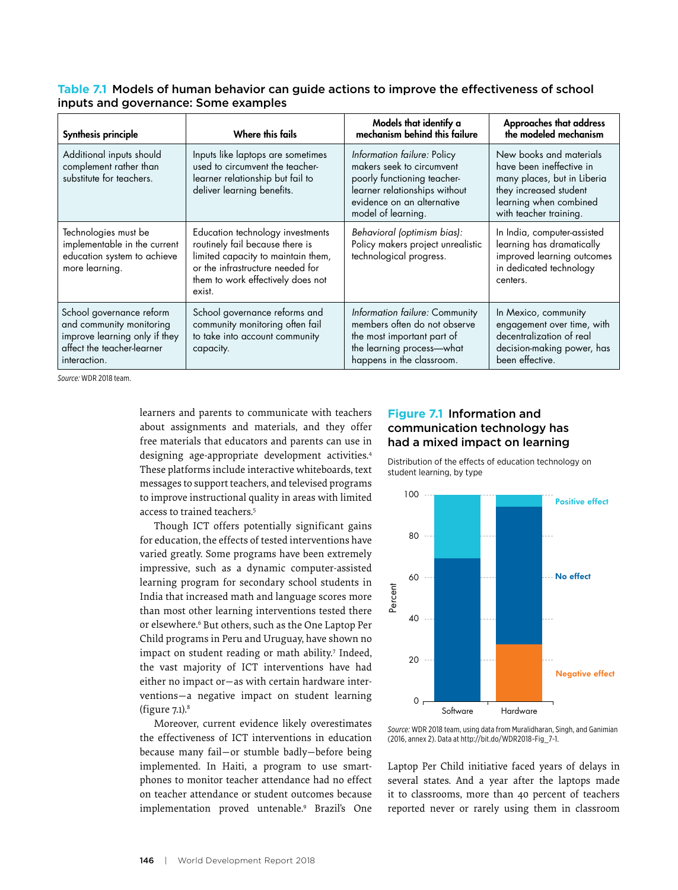**Table 7.1** Models of human behavior can guide actions to improve the effectiveness of school inputs and governance: Some examples

| Synthesis principle | Where this fails | Models that identify a mechanism behind this failure | Approaches that address the modeled mechanism |
|---|---|---|---|
| Additional inputs should complement rather than substitute for teachers. | Inputs like laptops are sometimes used to circumvent the teacher-learner relationship but fail to deliver learning benefits. | *Information failure:* Policy makers seek to circumvent poorly functioning teacher-learner relationships without evidence on an alternative model of learning. | New books and materials have been ineffective in many places, but in Liberia they increased student learning when combined with teacher training. |
| Technologies must be implementable in the current education system to achieve more learning. | Education technology investments routinely fail because there is limited capacity to maintain them, or the infrastructure needed for them to work effectively does not exist. | *Behavioral (optimism bias):* Policy makers project unrealistic technological progress. | In India, computer-assisted learning has dramatically improved learning outcomes in dedicated technology centers. |
| School governance reform and community monitoring improve learning only if they affect the teacher-learner interaction. | School governance reforms and community monitoring often fail to take into account community capacity. | *Information failure:* Community members often do not observe the most important part of the learning process—what happens in the classroom. | In Mexico, community engagement over time, with decentralization of real decision-making power, has been effective. |

*Source:* WDR 2018 team.

learners and parents to communicate with teachers about assignments and materials, and they offer free materials that educators and parents can use in designing age-appropriate development activities.[4] These platforms include interactive whiteboards, text messages to support teachers, and televised programs to improve instructional quality in areas with limited access to trained teachers.[5]

Though ICT offers potentially significant gains for education, the effects of tested interventions have varied greatly. Some programs have been extremely impressive, such as a dynamic computer-assisted learning program for secondary school students in India that increased math and language scores more than most other learning interventions tested there or elsewhere.[6] But others, such as the One Laptop Per Child programs in Peru and Uruguay, have shown no impact on student reading or math ability.[7] Indeed, the vast majority of ICT interventions have had either no impact or—as with certain hardware interventions—a negative impact on student learning (figure 7.1).[8]

Moreover, current evidence likely overestimates the effectiveness of ICT interventions in education because many fail—or stumble badly—before being implemented. In Haiti, a program to use smartphones to monitor teacher attendance had no effect on teacher attendance or student outcomes because implementation proved untenable.[9] Brazil's One Laptop Per Child initiative faced years of delays in several states. And a year after the laptops made it to classrooms, more than 40 percent of teachers reported never or rarely using them in classroom

**Figure 7.1** Information and communication technology has had a mixed impact on learning

Distribution of the effects of education technology on student learning, by type

Percent

100
80
60
40
20
0

Software
Hardware

Positive effect
No effect
Negative effect

*Source:* WDR 2018 team, using data from Muralidharan, Singh, and Ganimian (2016, annex 2). Data at http://bit.do/WDR2018-Fig_7-1.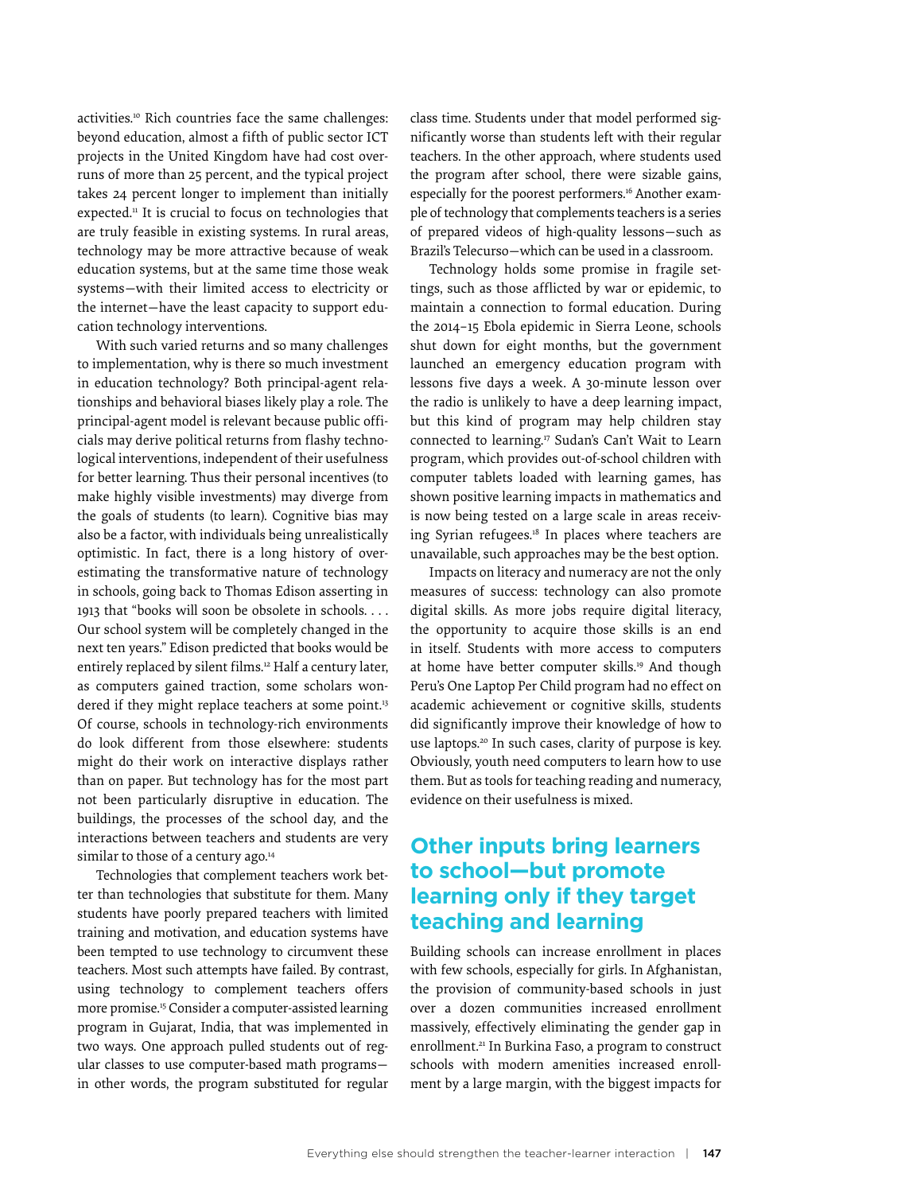activities.[10] Rich countries face the same challenges: beyond education, almost a fifth of public sector ICT projects in the United Kingdom have had cost overruns of more than 25 percent, and the typical project takes 24 percent longer to implement than initially expected.[11] It is crucial to focus on technologies that are truly feasible in existing systems. In rural areas, technology may be more attractive because of weak education systems, but at the same time those weak systems—with their limited access to electricity or the internet—have the least capacity to support education technology interventions.

With such varied returns and so many challenges to implementation, why is there so much investment in education technology? Both principal-agent relationships and behavioral biases likely play a role. The principal-agent model is relevant because public officials may derive political returns from flashy technological interventions, independent of their usefulness for better learning. Thus their personal incentives (to make highly visible investments) may diverge from the goals of students (to learn). Cognitive bias may also be a factor, with individuals being unrealistically optimistic. In fact, there is a long history of overestimating the transformative nature of technology in schools, going back to Thomas Edison asserting in 1913 that "books will soon be obsolete in schools. . . . Our school system will be completely changed in the next ten years." Edison predicted that books would be entirely replaced by silent films.[12] Half a century later, as computers gained traction, some scholars wondered if they might replace teachers at some point.[13] Of course, schools in technology-rich environments do look different from those elsewhere: students might do their work on interactive displays rather than on paper. But technology has for the most part not been particularly disruptive in education. The buildings, the processes of the school day, and the interactions between teachers and students are very similar to those of a century ago.[14]

Technologies that complement teachers work better than technologies that substitute for them. Many students have poorly prepared teachers with limited training and motivation, and education systems have been tempted to use technology to circumvent these teachers. Most such attempts have failed. By contrast, using technology to complement teachers offers more promise.[15] Consider a computer-assisted learning program in Gujarat, India, that was implemented in two ways. One approach pulled students out of regular classes to use computer-based math programs—in other words, the program substituted for regular class time. Students under that model performed significantly worse than students left with their regular teachers. In the other approach, where students used the program after school, there were sizable gains, especially for the poorest performers.[16] Another example of technology that complements teachers is a series of prepared videos of high-quality lessons—such as Brazil's Telecurso—which can be used in a classroom.

Technology holds some promise in fragile settings, such as those afflicted by war or epidemic, to maintain a connection to formal education. During the 2014–15 Ebola epidemic in Sierra Leone, schools shut down for eight months, but the government launched an emergency education program with lessons five days a week. A 30-minute lesson over the radio is unlikely to have a deep learning impact, but this kind of program may help children stay connected to learning.[17] Sudan's Can't Wait to Learn program, which provides out-of-school children with computer tablets loaded with learning games, has shown positive learning impacts in mathematics and is now being tested on a large scale in areas receiving Syrian refugees.[18] In places where teachers are unavailable, such approaches may be the best option.

Impacts on literacy and numeracy are not the only measures of success: technology can also promote digital skills. As more jobs require digital literacy, the opportunity to acquire those skills is an end in itself. Students with more access to computers at home have better computer skills.[19] And though Peru's One Laptop Per Child program had no effect on academic achievement or cognitive skills, students did significantly improve their knowledge of how to use laptops.[20] In such cases, clarity of purpose is key. Obviously, youth need computers to learn how to use them. But as tools for teaching reading and numeracy, evidence on their usefulness is mixed.

## Other inputs bring learners to school—but promote learning only if they target teaching and learning

Building schools can increase enrollment in places with few schools, especially for girls. In Afghanistan, the provision of community-based schools in just over a dozen communities increased enrollment massively, effectively eliminating the gender gap in enrollment.[21] In Burkina Faso, a program to construct schools with modern amenities increased enrollment by a large margin, with the biggest impacts for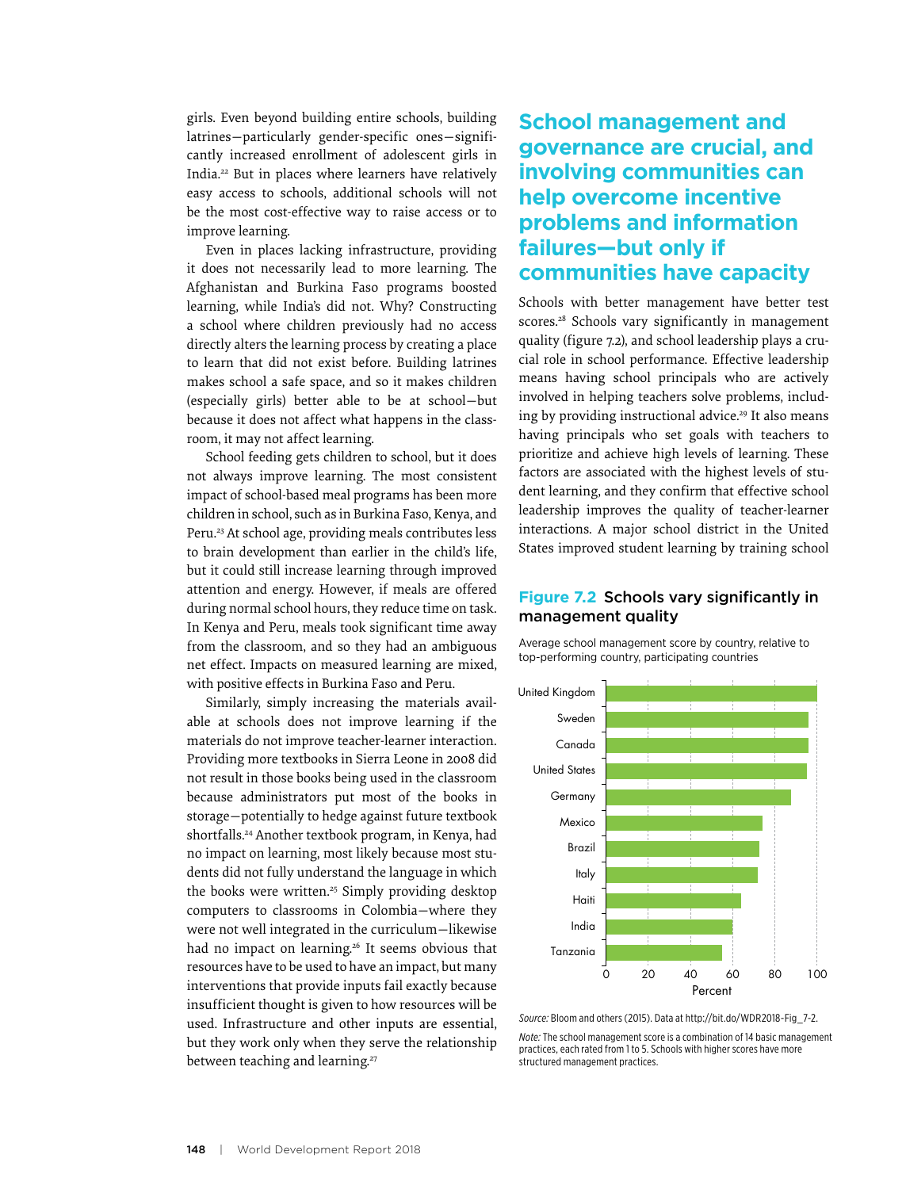girls. Even beyond building entire schools, building latrines—particularly gender-specific ones—significantly increased enrollment of adolescent girls in India.[22] But in places where learners have relatively easy access to schools, additional schools will not be the most cost-effective way to raise access or to improve learning.

Even in places lacking infrastructure, providing it does not necessarily lead to more learning. The Afghanistan and Burkina Faso programs boosted learning, while India's did not. Why? Constructing a school where children previously had no access directly alters the learning process by creating a place to learn that did not exist before. Building latrines makes school a safe space, and so it makes children (especially girls) better able to be at school—but because it does not affect what happens in the classroom, it may not affect learning.

School feeding gets children to school, but it does not always improve learning. The most consistent impact of school-based meal programs has been more children in school, such as in Burkina Faso, Kenya, and Peru.[23] At school age, providing meals contributes less to brain development than earlier in the child's life, but it could still increase learning through improved attention and energy. However, if meals are offered during normal school hours, they reduce time on task. In Kenya and Peru, meals took significant time away from the classroom, and so they had an ambiguous net effect. Impacts on measured learning are mixed, with positive effects in Burkina Faso and Peru.

Similarly, simply increasing the materials available at schools does not improve learning if the materials do not improve teacher-learner interaction. Providing more textbooks in Sierra Leone in 2008 did not result in those books being used in the classroom because administrators put most of the books in storage—potentially to hedge against future textbook shortfalls.[24] Another textbook program, in Kenya, had no impact on learning, most likely because most students did not fully understand the language in which the books were written.[25] Simply providing desktop computers to classrooms in Colombia—where they were not well integrated in the curriculum—likewise had no impact on learning.[26] It seems obvious that resources have to be used to have an impact, but many interventions that provide inputs fail exactly because insufficient thought is given to how resources will be used. Infrastructure and other inputs are essential, but they work only when they serve the relationship between teaching and learning.[27]

## School management and governance are crucial, and involving communities can help overcome incentive problems and information failures—but only if communities have capacity

Schools with better management have better test scores.[28] Schools vary significantly in management quality (figure 7.2), and school leadership plays a crucial role in school performance. Effective leadership means having school principals who are actively involved in helping teachers solve problems, including by providing instructional advice.[29] It also means having principals who set goals with teachers to prioritize and achieve high levels of learning. These factors are associated with the highest levels of student learning, and they confirm that effective school leadership improves the quality of teacher-learner interactions. A major school district in the United States improved student learning by training school

**Figure 7.2 Schools vary significantly in management quality**

Average school management score by country, relative to top-performing country, participating countries

| Country | Percent (approx.) |
|---|---|
| United Kingdom | 100 |
| Sweden | 96 |
| Canada | 96 |
| United States | 95 |
| Germany | 88 |
| Mexico | 74 |
| Brazil | 73 |
| Italy | 72 |
| Haiti | 64 |
| India | 60 |
| Tanzania | 55 |

*Source:* Bloom and others (2015). Data at http://bit.do/WDR2018-Fig_7-2.

*Note:* The school management score is a combination of 14 basic management practices, each rated from 1 to 5. Schools with higher scores have more structured management practices.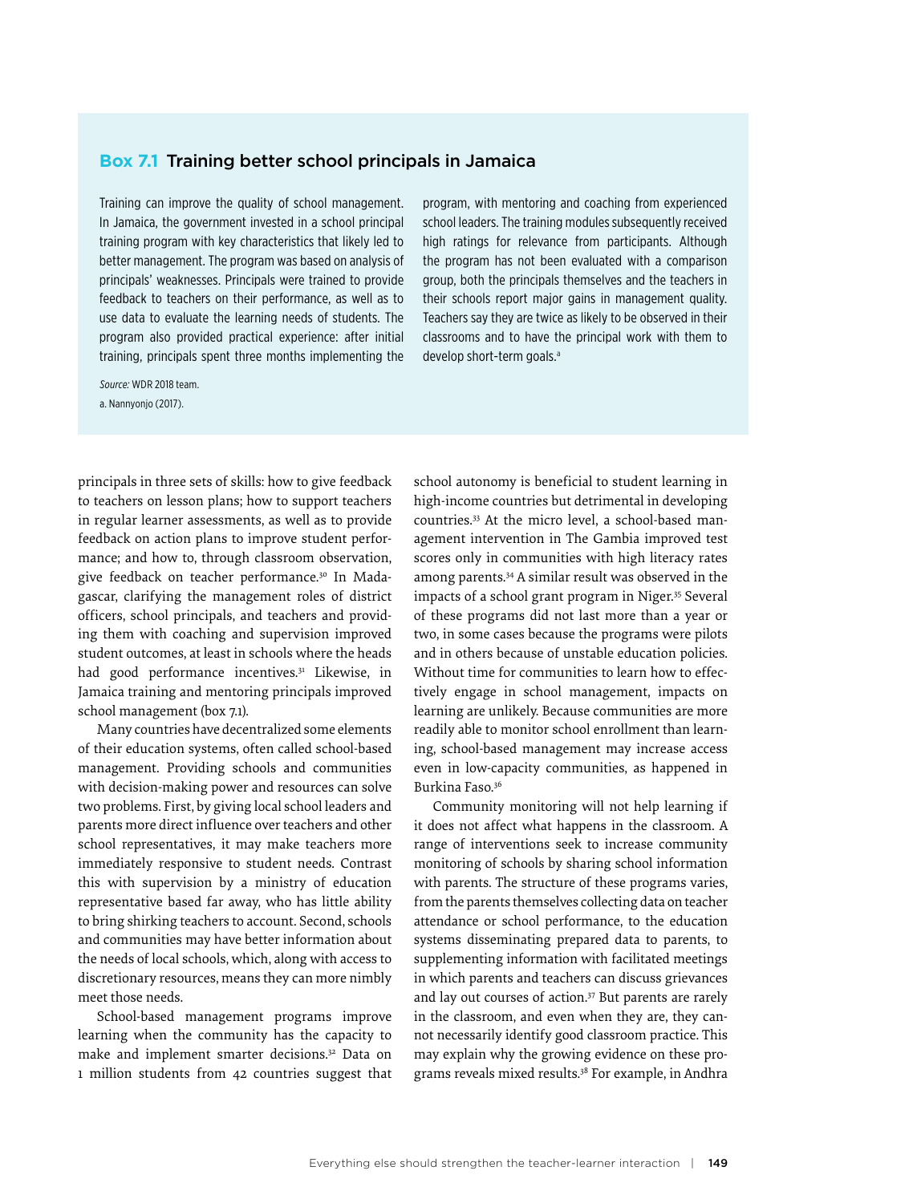## Box 7.1 Training better school principals in Jamaica

Training can improve the quality of school management. In Jamaica, the government invested in a school principal training program with key characteristics that likely led to better management. The program was based on analysis of principals' weaknesses. Principals were trained to provide feedback to teachers on their performance, as well as to use data to evaluate the learning needs of students. The program also provided practical experience: after initial training, principals spent three months implementing the program, with mentoring and coaching from experienced school leaders. The training modules subsequently received high ratings for relevance from participants. Although the program has not been evaluated with a comparison group, both the principals themselves and the teachers in their schools report major gains in management quality. Teachers say they are twice as likely to be observed in their classrooms and to have the principal work with them to develop short-term goals.[a]

*Source:* WDR 2018 team.

a. Nannyonjo (2017).

principals in three sets of skills: how to give feedback to teachers on lesson plans; how to support teachers in regular learner assessments, as well as to provide feedback on action plans to improve student performance; and how to, through classroom observation, give feedback on teacher performance.[30] In Madagascar, clarifying the management roles of district officers, school principals, and teachers and providing them with coaching and supervision improved student outcomes, at least in schools where the heads had good performance incentives.[31] Likewise, in Jamaica training and mentoring principals improved school management (box 7.1).

Many countries have decentralized some elements of their education systems, often called school-based management. Providing schools and communities with decision-making power and resources can solve two problems. First, by giving local school leaders and parents more direct influence over teachers and other school representatives, it may make teachers more immediately responsive to student needs. Contrast this with supervision by a ministry of education representative based far away, who has little ability to bring shirking teachers to account. Second, schools and communities may have better information about the needs of local schools, which, along with access to discretionary resources, means they can more nimbly meet those needs.

School-based management programs improve learning when the community has the capacity to make and implement smarter decisions.[32] Data on 1 million students from 42 countries suggest that school autonomy is beneficial to student learning in high-income countries but detrimental in developing countries.[33] At the micro level, a school-based management intervention in The Gambia improved test scores only in communities with high literacy rates among parents.[34] A similar result was observed in the impacts of a school grant program in Niger.[35] Several of these programs did not last more than a year or two, in some cases because the programs were pilots and in others because of unstable education policies. Without time for communities to learn how to effectively engage in school management, impacts on learning are unlikely. Because communities are more readily able to monitor school enrollment than learning, school-based management may increase access even in low-capacity communities, as happened in Burkina Faso.[36]

Community monitoring will not help learning if it does not affect what happens in the classroom. A range of interventions seek to increase community monitoring of schools by sharing school information with parents. The structure of these programs varies, from the parents themselves collecting data on teacher attendance or school performance, to the education systems disseminating prepared data to parents, to supplementing information with facilitated meetings in which parents and teachers can discuss grievances and lay out courses of action.[37] But parents are rarely in the classroom, and even when they are, they cannot necessarily identify good classroom practice. This may explain why the growing evidence on these programs reveals mixed results.[38] For example, in Andhra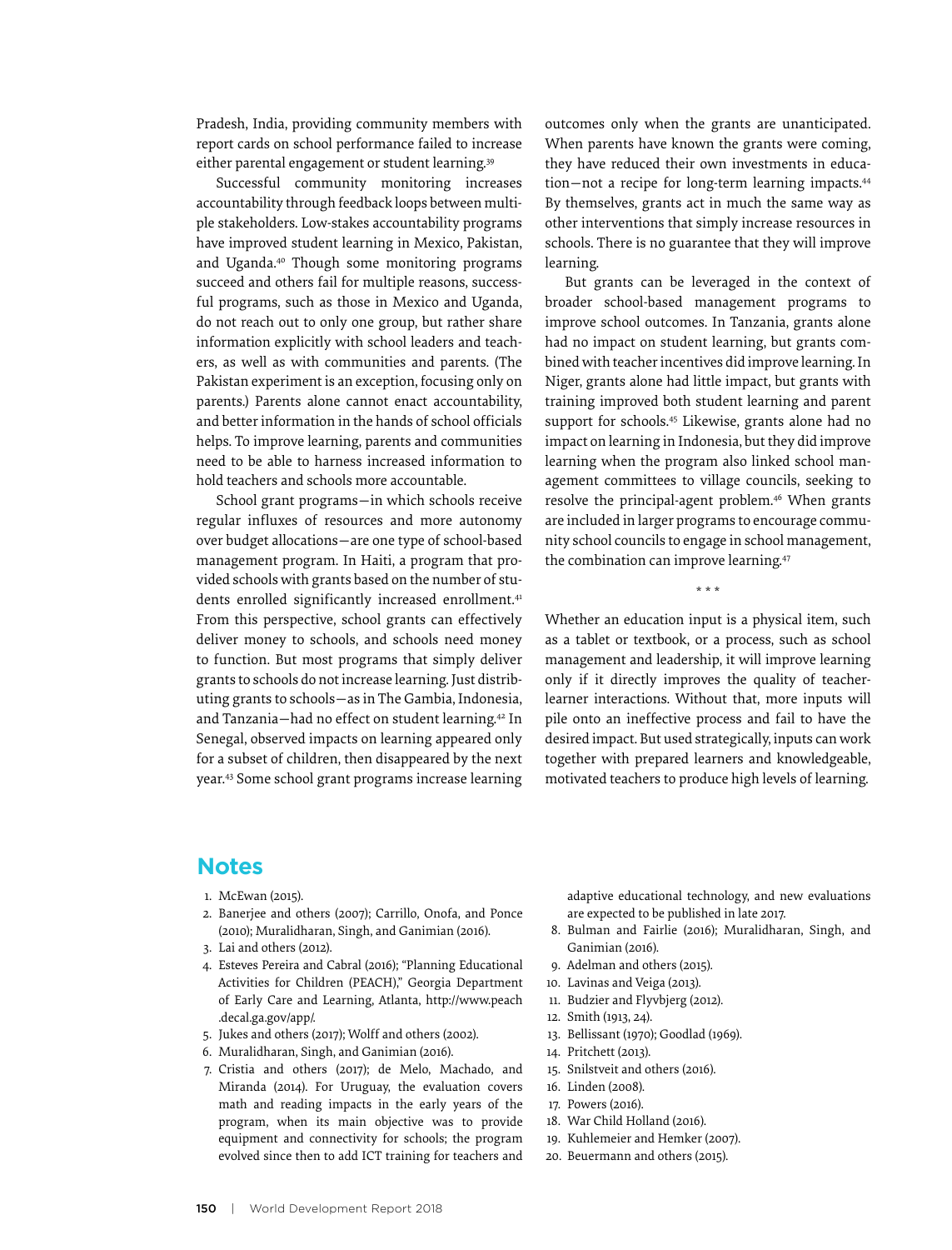Pradesh, India, providing community members with report cards on school performance failed to increase either parental engagement or student learning.[39]

Successful community monitoring increases accountability through feedback loops between multiple stakeholders. Low-stakes accountability programs have improved student learning in Mexico, Pakistan, and Uganda.[40] Though some monitoring programs succeed and others fail for multiple reasons, successful programs, such as those in Mexico and Uganda, do not reach out to only one group, but rather share information explicitly with school leaders and teachers, as well as with communities and parents. (The Pakistan experiment is an exception, focusing only on parents.) Parents alone cannot enact accountability, and better information in the hands of school officials helps. To improve learning, parents and communities need to be able to harness increased information to hold teachers and schools more accountable.

School grant programs—in which schools receive regular influxes of resources and more autonomy over budget allocations—are one type of school-based management program. In Haiti, a program that provided schools with grants based on the number of students enrolled significantly increased enrollment.[41] From this perspective, school grants can effectively deliver money to schools, and schools need money to function. But most programs that simply deliver grants to schools do not increase learning. Just distributing grants to schools—as in The Gambia, Indonesia, and Tanzania—had no effect on student learning.[42] In Senegal, observed impacts on learning appeared only for a subset of children, then disappeared by the next year.[43] Some school grant programs increase learning outcomes only when the grants are unanticipated. When parents have known the grants were coming, they have reduced their own investments in education—not a recipe for long-term learning impacts.[44] By themselves, grants act in much the same way as other interventions that simply increase resources in schools. There is no guarantee that they will improve learning.

But grants can be leveraged in the context of broader school-based management programs to improve school outcomes. In Tanzania, grants alone had no impact on student learning, but grants combined with teacher incentives did improve learning. In Niger, grants alone had little impact, but grants with training improved both student learning and parent support for schools.[45] Likewise, grants alone had no impact on learning in Indonesia, but they did improve learning when the program also linked school management committees to village councils, seeking to resolve the principal-agent problem.[46] When grants are included in larger programs to encourage community school councils to engage in school management, the combination can improve learning.[47]

\* \* \*

Whether an education input is a physical item, such as a tablet or textbook, or a process, such as school management and leadership, it will improve learning only if it directly improves the quality of teacher-learner interactions. Without that, more inputs will pile onto an ineffective process and fail to have the desired impact. But used strategically, inputs can work together with prepared learners and knowledgeable, motivated teachers to produce high levels of learning.

## Notes

1. McEwan (2015).
2. Banerjee and others (2007); Carrillo, Onofa, and Ponce (2010); Muralidharan, Singh, and Ganimian (2016).
3. Lai and others (2012).
4. Esteves Pereira and Cabral (2016); "Planning Educational Activities for Children (PEACH)," Georgia Department of Early Care and Learning, Atlanta, http://www.peach.decal.ga.gov/app/.
5. Jukes and others (2017); Wolff and others (2002).
6. Muralidharan, Singh, and Ganimian (2016).
7. Cristia and others (2017); de Melo, Machado, and Miranda (2014). For Uruguay, the evaluation covers math and reading impacts in the early years of the program, when its main objective was to provide equipment and connectivity for schools; the program evolved since then to add ICT training for teachers and adaptive educational technology, and new evaluations are expected to be published in late 2017.
8. Bulman and Fairlie (2016); Muralidharan, Singh, and Ganimian (2016).
9. Adelman and others (2015).
10. Lavinas and Veiga (2013).
11. Budzier and Flyvbjerg (2012).
12. Smith (1913, 24).
13. Bellissant (1970); Goodlad (1969).
14. Pritchett (2013).
15. Snilstveit and others (2016).
16. Linden (2008).
17. Powers (2016).
18. War Child Holland (2016).
19. Kuhlemeier and Hemker (2007).
20. Beuermann and others (2015).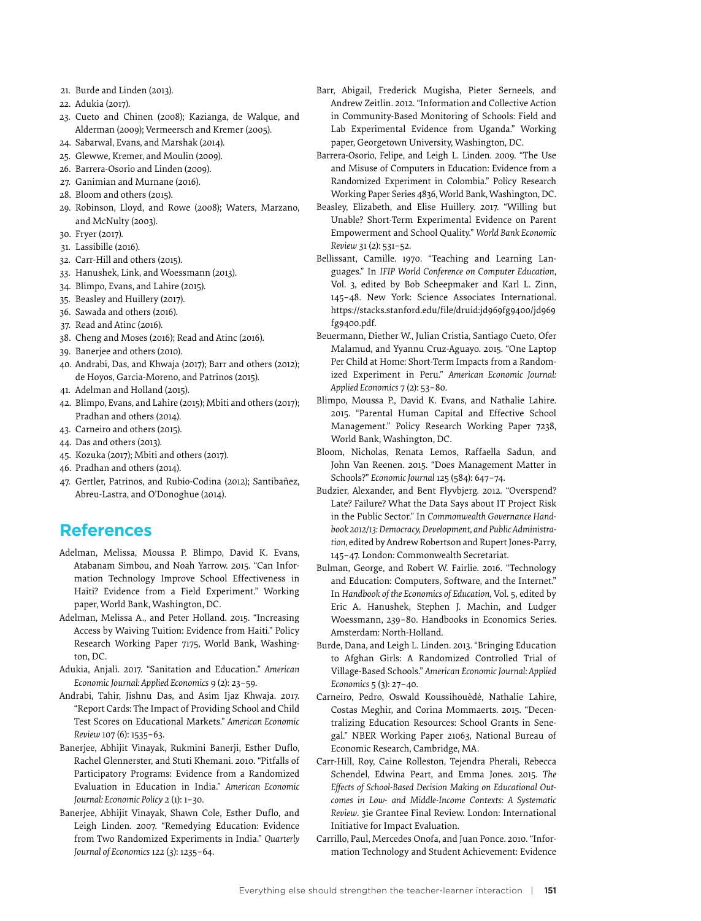21. Burde and Linden (2013).
22. Adukia (2017).
23. Cueto and Chinen (2008); Kazianga, de Walque, and Alderman (2009); Vermeersch and Kremer (2005).
24. Sabarwal, Evans, and Marshak (2014).
25. Glewwe, Kremer, and Moulin (2009).
26. Barrera-Osorio and Linden (2009).
27. Ganimian and Murnane (2016).
28. Bloom and others (2015).
29. Robinson, Lloyd, and Rowe (2008); Waters, Marzano, and McNulty (2003).
30. Fryer (2017).
31. Lassibille (2016).
32. Carr-Hill and others (2015).
33. Hanushek, Link, and Woessmann (2013).
34. Blimpo, Evans, and Lahire (2015).
35. Beasley and Huillery (2017).
36. Sawada and others (2016).
37. Read and Atinc (2016).
38. Cheng and Moses (2016); Read and Atinc (2016).
39. Banerjee and others (2010).
40. Andrabi, Das, and Khwaja (2017); Barr and others (2012); de Hoyos, Garcia-Moreno, and Patrinos (2015).
41. Adelman and Holland (2015).
42. Blimpo, Evans, and Lahire (2015); Mbiti and others (2017); Pradhan and others (2014).
43. Carneiro and others (2015).
44. Das and others (2013).
45. Kozuka (2017); Mbiti and others (2017).
46. Pradhan and others (2014).
47. Gertler, Patrinos, and Rubio-Codina (2012); Santibañez, Abreu-Lastra, and O'Donoghue (2014).

## References

Adelman, Melissa, Moussa P. Blimpo, David K. Evans, Atabanam Simbou, and Noah Yarrow. 2015. "Can Information Technology Improve School Effectiveness in Haiti? Evidence from a Field Experiment." Working paper, World Bank, Washington, DC.

Adelman, Melissa A., and Peter Holland. 2015. "Increasing Access by Waiving Tuition: Evidence from Haiti." Policy Research Working Paper 7175, World Bank, Washington, DC.

Adukia, Anjali. 2017. "Sanitation and Education." *American Economic Journal: Applied Economics* 9 (2): 23–59.

Andrabi, Tahir, Jishnu Das, and Asim Ijaz Khwaja. 2017. "Report Cards: The Impact of Providing School and Child Test Scores on Educational Markets." *American Economic Review* 107 (6): 1535–63.

Banerjee, Abhijit Vinayak, Rukmini Banerji, Esther Duflo, Rachel Glennerster, and Stuti Khemani. 2010. "Pitfalls of Participatory Programs: Evidence from a Randomized Evaluation in Education in India." *American Economic Journal: Economic Policy* 2 (1): 1–30.

Banerjee, Abhijit Vinayak, Shawn Cole, Esther Duflo, and Leigh Linden. 2007. "Remedying Education: Evidence from Two Randomized Experiments in India." *Quarterly Journal of Economics* 122 (3): 1235–64.

Barr, Abigail, Frederick Mugisha, Pieter Serneels, and Andrew Zeitlin. 2012. "Information and Collective Action in Community-Based Monitoring of Schools: Field and Lab Experimental Evidence from Uganda." Working paper, Georgetown University, Washington, DC.

Barrera-Osorio, Felipe, and Leigh L. Linden. 2009. "The Use and Misuse of Computers in Education: Evidence from a Randomized Experiment in Colombia." Policy Research Working Paper Series 4836, World Bank, Washington, DC.

Beasley, Elizabeth, and Elise Huillery. 2017. "Willing but Unable? Short-Term Experimental Evidence on Parent Empowerment and School Quality." *World Bank Economic Review* 31 (2): 531–52.

Bellissant, Camille. 1970. "Teaching and Learning Languages." In *IFIP World Conference on Computer Education*, Vol. 3, edited by Bob Scheepmaker and Karl L. Zinn, 145–48. New York: Science Associates International. https://stacks.stanford.edu/file/druid:jd969fg9400/jd969fg9400.pdf.

Beuermann, Diether W., Julian Cristia, Santiago Cueto, Ofer Malamud, and Yyannu Cruz-Aguayo. 2015. "One Laptop Per Child at Home: Short-Term Impacts from a Randomized Experiment in Peru." *American Economic Journal: Applied Economics* 7 (2): 53–80.

Blimpo, Moussa P., David K. Evans, and Nathalie Lahire. 2015. "Parental Human Capital and Effective School Management." Policy Research Working Paper 7238, World Bank, Washington, DC.

Bloom, Nicholas, Renata Lemos, Raffaella Sadun, and John Van Reenen. 2015. "Does Management Matter in Schools?" *Economic Journal* 125 (584): 647–74.

Budzier, Alexander, and Bent Flyvbjerg. 2012. "Overspend? Late? Failure? What the Data Says about IT Project Risk in the Public Sector." In *Commonwealth Governance Handbook 2012/13: Democracy, Development, and Public Administration*, edited by Andrew Robertson and Rupert Jones-Parry, 145–47. London: Commonwealth Secretariat.

Bulman, George, and Robert W. Fairlie. 2016. "Technology and Education: Computers, Software, and the Internet." In *Handbook of the Economics of Education*, Vol. 5, edited by Eric A. Hanushek, Stephen J. Machin, and Ludger Woessmann, 239–80. Handbooks in Economics Series. Amsterdam: North-Holland.

Burde, Dana, and Leigh L. Linden. 2013. "Bringing Education to Afghan Girls: A Randomized Controlled Trial of Village-Based Schools." *American Economic Journal: Applied Economics* 5 (3): 27–40.

Carneiro, Pedro, Oswald Koussihouèdé, Nathalie Lahire, Costas Meghir, and Corina Mommaerts. 2015. "Decentralizing Education Resources: School Grants in Senegal." NBER Working Paper 21063, National Bureau of Economic Research, Cambridge, MA.

Carr-Hill, Roy, Caine Rolleston, Tejendra Pherali, Rebecca Schendel, Edwina Peart, and Emma Jones. 2015. *The Effects of School-Based Decision Making on Educational Outcomes in Low- and Middle-Income Contexts: A Systematic Review*. 3ie Grantee Final Review. London: International Initiative for Impact Evaluation.

Carrillo, Paul, Mercedes Onofa, and Juan Ponce. 2010. "Information Technology and Student Achievement: Evidence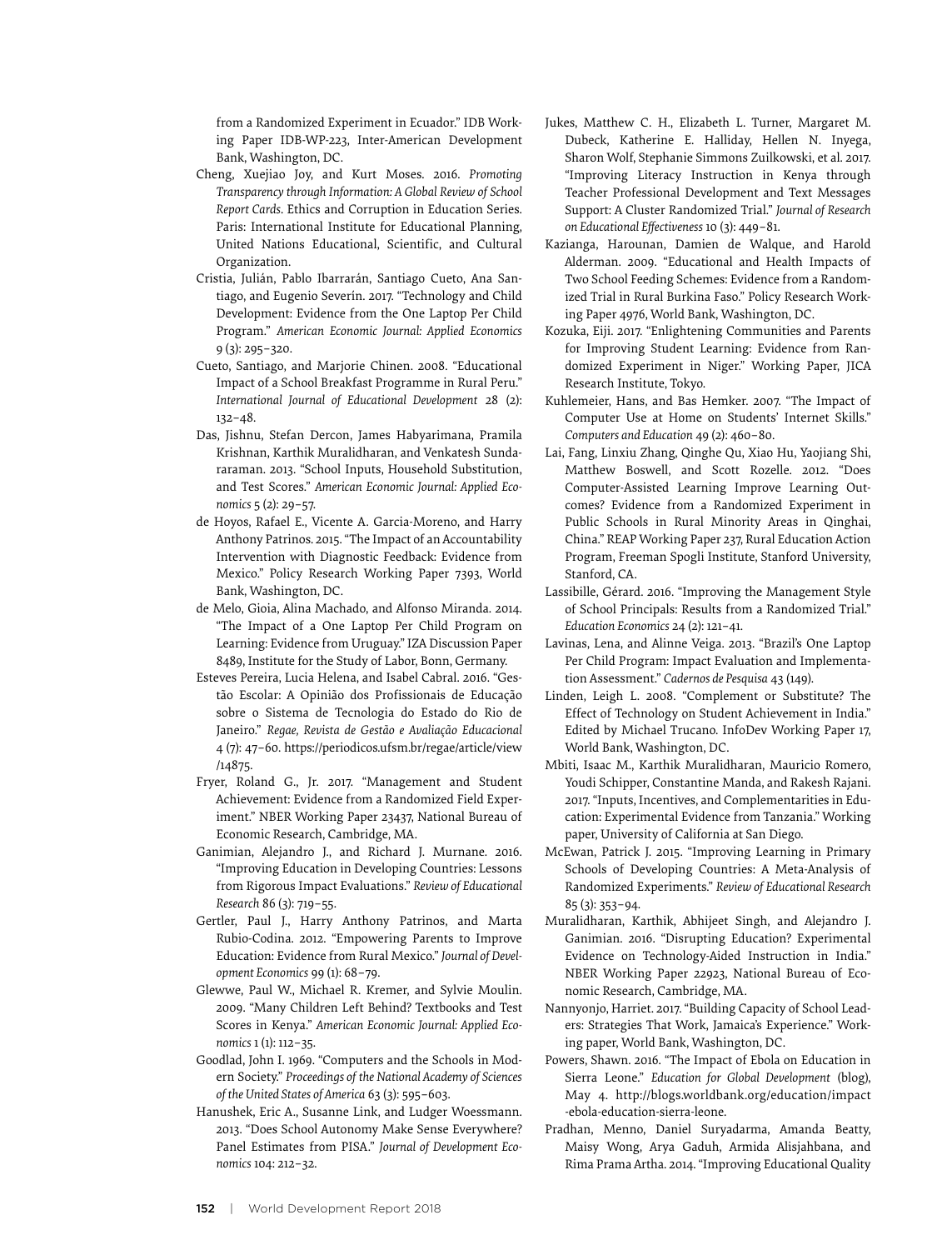from a Randomized Experiment in Ecuador." IDB Working Paper IDB-WP-223, Inter-American Development Bank, Washington, DC.

Cheng, Xuejiao Joy, and Kurt Moses. 2016. *Promoting Transparency through Information: A Global Review of School Report Cards*. Ethics and Corruption in Education Series. Paris: International Institute for Educational Planning, United Nations Educational, Scientific, and Cultural Organization.

Cristia, Julián, Pablo Ibarrarán, Santiago Cueto, Ana Santiago, and Eugenio Severín. 2017. "Technology and Child Development: Evidence from the One Laptop Per Child Program." *American Economic Journal: Applied Economics* 9 (3): 295–320.

Cueto, Santiago, and Marjorie Chinen. 2008. "Educational Impact of a School Breakfast Programme in Rural Peru." *International Journal of Educational Development* 28 (2): 132–48.

Das, Jishnu, Stefan Dercon, James Habyarimana, Pramila Krishnan, Karthik Muralidharan, and Venkatesh Sundararaman. 2013. "School Inputs, Household Substitution, and Test Scores." *American Economic Journal: Applied Economics* 5 (2): 29–57.

de Hoyos, Rafael E., Vicente A. Garcia-Moreno, and Harry Anthony Patrinos. 2015. "The Impact of an Accountability Intervention with Diagnostic Feedback: Evidence from Mexico." Policy Research Working Paper 7393, World Bank, Washington, DC.

de Melo, Gioia, Alina Machado, and Alfonso Miranda. 2014. "The Impact of a One Laptop Per Child Program on Learning: Evidence from Uruguay." IZA Discussion Paper 8489, Institute for the Study of Labor, Bonn, Germany.

Esteves Pereira, Lucia Helena, and Isabel Cabral. 2016. "Gestão Escolar: A Opinião dos Profissionais de Educação sobre o Sistema de Tecnologia do Estado do Rio de Janeiro." *Regae, Revista de Gestão e Avaliação Educacional* 4 (7): 47–60. https://periodicos.ufsm.br/regae/article/view/14875.

Fryer, Roland G., Jr. 2017. "Management and Student Achievement: Evidence from a Randomized Field Experiment." NBER Working Paper 23437, National Bureau of Economic Research, Cambridge, MA.

Ganimian, Alejandro J., and Richard J. Murnane. 2016. "Improving Education in Developing Countries: Lessons from Rigorous Impact Evaluations." *Review of Educational Research* 86 (3): 719–55.

Gertler, Paul J., Harry Anthony Patrinos, and Marta Rubio-Codina. 2012. "Empowering Parents to Improve Education: Evidence from Rural Mexico." *Journal of Development Economics* 99 (1): 68–79.

Glewwe, Paul W., Michael R. Kremer, and Sylvie Moulin. 2009. "Many Children Left Behind? Textbooks and Test Scores in Kenya." *American Economic Journal: Applied Economics* 1 (1): 112–35.

Goodlad, John I. 1969. "Computers and the Schools in Modern Society." *Proceedings of the National Academy of Sciences of the United States of America* 63 (3): 595–603.

Hanushek, Eric A., Susanne Link, and Ludger Woessmann. 2013. "Does School Autonomy Make Sense Everywhere? Panel Estimates from PISA." *Journal of Development Economics* 104: 212–32.

Jukes, Matthew C. H., Elizabeth L. Turner, Margaret M. Dubeck, Katherine E. Halliday, Hellen N. Inyega, Sharon Wolf, Stephanie Simmons Zuilkowski, et al. 2017. "Improving Literacy Instruction in Kenya through Teacher Professional Development and Text Messages Support: A Cluster Randomized Trial." *Journal of Research on Educational Effectiveness* 10 (3): 449–81.

Kazianga, Harounan, Damien de Walque, and Harold Alderman. 2009. "Educational and Health Impacts of Two School Feeding Schemes: Evidence from a Randomized Trial in Rural Burkina Faso." Policy Research Working Paper 4976, World Bank, Washington, DC.

Kozuka, Eiji. 2017. "Enlightening Communities and Parents for Improving Student Learning: Evidence from Randomized Experiment in Niger." Working Paper, JICA Research Institute, Tokyo.

Kuhlemeier, Hans, and Bas Hemker. 2007. "The Impact of Computer Use at Home on Students' Internet Skills." *Computers and Education* 49 (2): 460–80.

Lai, Fang, Linxiu Zhang, Qinghe Qu, Xiao Hu, Yaojiang Shi, Matthew Boswell, and Scott Rozelle. 2012. "Does Computer-Assisted Learning Improve Learning Outcomes? Evidence from a Randomized Experiment in Public Schools in Rural Minority Areas in Qinghai, China." REAP Working Paper 237, Rural Education Action Program, Freeman Spogli Institute, Stanford University, Stanford, CA.

Lassibille, Gérard. 2016. "Improving the Management Style of School Principals: Results from a Randomized Trial." *Education Economics* 24 (2): 121–41.

Lavinas, Lena, and Alinne Veiga. 2013. "Brazil's One Laptop Per Child Program: Impact Evaluation and Implementation Assessment." *Cadernos de Pesquisa* 43 (149).

Linden, Leigh L. 2008. "Complement or Substitute? The Effect of Technology on Student Achievement in India." Edited by Michael Trucano. InfoDev Working Paper 17, World Bank, Washington, DC.

Mbiti, Isaac M., Karthik Muralidharan, Mauricio Romero, Youdi Schipper, Constantine Manda, and Rakesh Rajani. 2017. "Inputs, Incentives, and Complementarities in Education: Experimental Evidence from Tanzania." Working paper, University of California at San Diego.

McEwan, Patrick J. 2015. "Improving Learning in Primary Schools of Developing Countries: A Meta-Analysis of Randomized Experiments." *Review of Educational Research* 85 (3): 353–94.

Muralidharan, Karthik, Abhijeet Singh, and Alejandro J. Ganimian. 2016. "Disrupting Education? Experimental Evidence on Technology-Aided Instruction in India." NBER Working Paper 22923, National Bureau of Economic Research, Cambridge, MA.

Nannyonjo, Harriet. 2017. "Building Capacity of School Leaders: Strategies That Work, Jamaica's Experience." Working paper, World Bank, Washington, DC.

Powers, Shawn. 2016. "The Impact of Ebola on Education in Sierra Leone." *Education for Global Development* (blog), May 4. http://blogs.worldbank.org/education/impact-ebola-education-sierra-leone.

Pradhan, Menno, Daniel Suryadarma, Amanda Beatty, Maisy Wong, Arya Gaduh, Armida Alisjahbana, and Rima Prama Artha. 2014. "Improving Educational Quality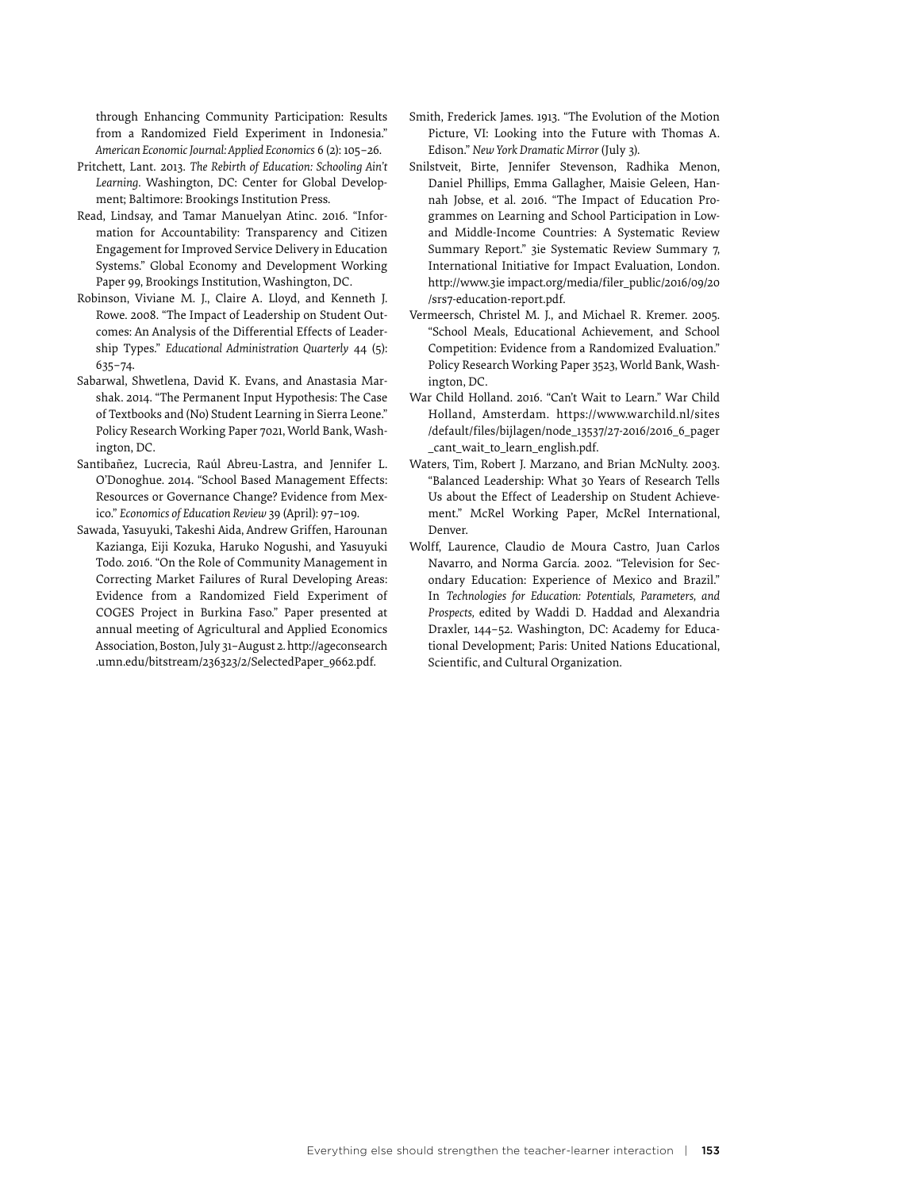through Enhancing Community Participation: Results from a Randomized Field Experiment in Indonesia." *American Economic Journal: Applied Economics* 6 (2): 105–26.

Pritchett, Lant. 2013. *The Rebirth of Education: Schooling Ain't Learning*. Washington, DC: Center for Global Development; Baltimore: Brookings Institution Press.

Read, Lindsay, and Tamar Manuelyan Atinc. 2016. "Information for Accountability: Transparency and Citizen Engagement for Improved Service Delivery in Education Systems." Global Economy and Development Working Paper 99, Brookings Institution, Washington, DC.

Robinson, Viviane M. J., Claire A. Lloyd, and Kenneth J. Rowe. 2008. "The Impact of Leadership on Student Outcomes: An Analysis of the Differential Effects of Leadership Types." *Educational Administration Quarterly* 44 (5): 635–74.

Sabarwal, Shwetlena, David K. Evans, and Anastasia Marshak. 2014. "The Permanent Input Hypothesis: The Case of Textbooks and (No) Student Learning in Sierra Leone." Policy Research Working Paper 7021, World Bank, Washington, DC.

Santibañez, Lucrecia, Raúl Abreu-Lastra, and Jennifer L. O'Donoghue. 2014. "School Based Management Effects: Resources or Governance Change? Evidence from Mexico." *Economics of Education Review* 39 (April): 97–109.

Sawada, Yasuyuki, Takeshi Aida, Andrew Griffen, Harounan Kazianga, Eiji Kozuka, Haruko Nogushi, and Yasuyuki Todo. 2016. "On the Role of Community Management in Correcting Market Failures of Rural Developing Areas: Evidence from a Randomized Field Experiment of COGES Project in Burkina Faso." Paper presented at annual meeting of Agricultural and Applied Economics Association, Boston, July 31–August 2. http://ageconsearch.umn.edu/bitstream/236323/2/SelectedPaper_9662.pdf.

Smith, Frederick James. 1913. "The Evolution of the Motion Picture, VI: Looking into the Future with Thomas A. Edison." *New York Dramatic Mirror* (July 3).

Snilstveit, Birte, Jennifer Stevenson, Radhika Menon, Daniel Phillips, Emma Gallagher, Maisie Geleen, Hannah Jobse, et al. 2016. "The Impact of Education Programmes on Learning and School Participation in Low- and Middle-Income Countries: A Systematic Review Summary Report." 3ie Systematic Review Summary 7, International Initiative for Impact Evaluation, London. http://www.3ie impact.org/media/filer_public/2016/09/20/srs7-education-report.pdf.

Vermeersch, Christel M. J., and Michael R. Kremer. 2005. "School Meals, Educational Achievement, and School Competition: Evidence from a Randomized Evaluation." Policy Research Working Paper 3523, World Bank, Washington, DC.

War Child Holland. 2016. "Can't Wait to Learn." War Child Holland, Amsterdam. https://www.warchild.nl/sites/default/files/bijlagen/node_13537/27-2016/2016_6_pager_cant_wait_to_learn_english.pdf.

Waters, Tim, Robert J. Marzano, and Brian McNulty. 2003. "Balanced Leadership: What 30 Years of Research Tells Us about the Effect of Leadership on Student Achievement." McRel Working Paper, McRel International, Denver.

Wolff, Laurence, Claudio de Moura Castro, Juan Carlos Navarro, and Norma García. 2002. "Television for Secondary Education: Experience of Mexico and Brazil." In *Technologies for Education: Potentials, Parameters, and Prospects*, edited by Waddi D. Haddad and Alexandria Draxler, 144–52. Washington, DC: Academy for Educational Development; Paris: United Nations Educational, Scientific, and Cultural Organization.